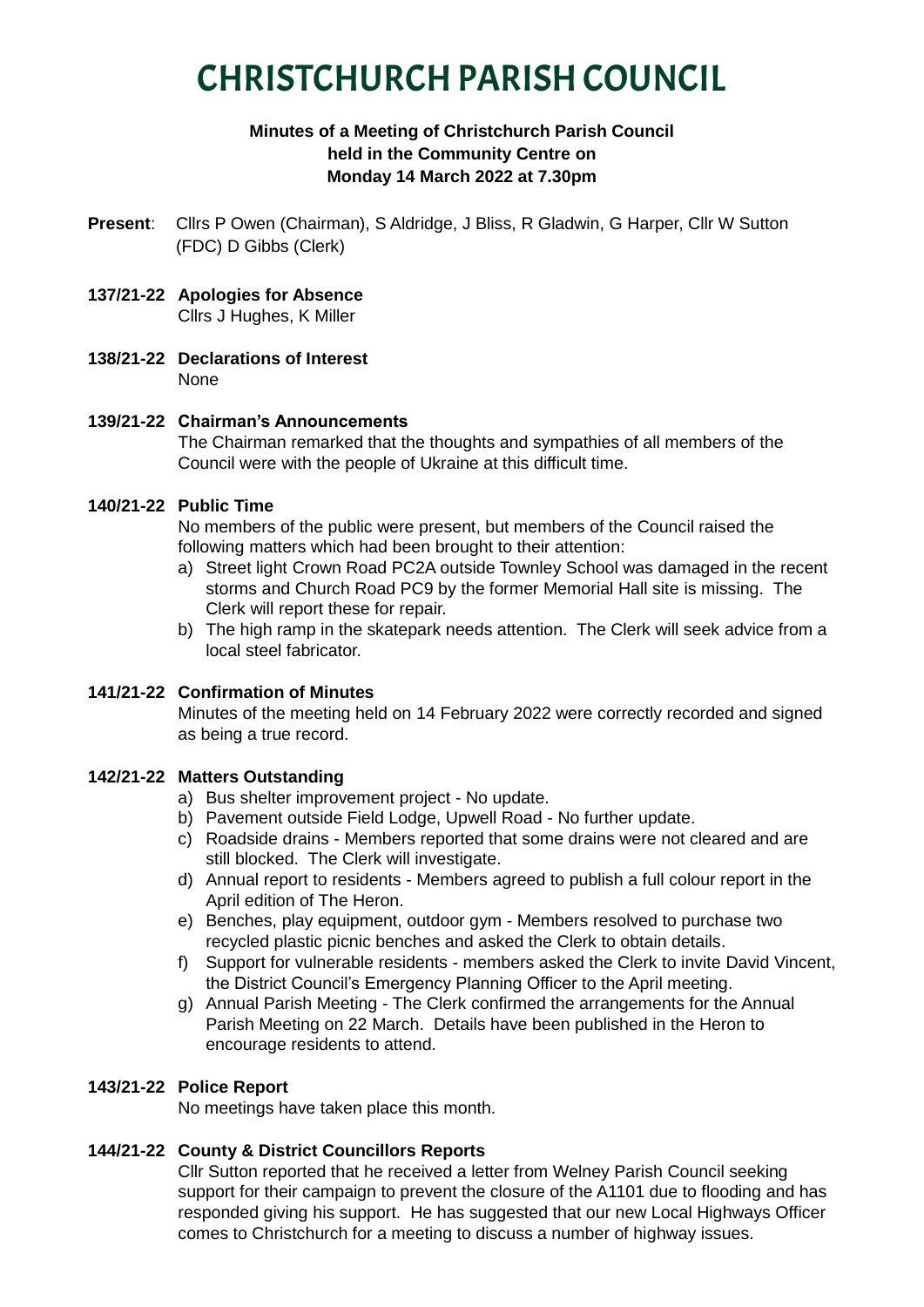# CHRISTCHURCH PARISH COUNCIL

**Minutes of a Meeting of Christchurch Parish Council held in the Community Centre on Monday 14 March 2022 at 7.30pm**

**Present**: Cllrs P Owen (Chairman), S Aldridge, J Bliss, R Gladwin, G Harper, Cllr W Sutton (FDC) D Gibbs (Clerk)

**137/21-22 Apologies for Absence**

Cllrs J Hughes, K Miller

**138/21-22 Declarations of Interest**

None

**139/21-22 Chairman's Announcements**

The Chairman remarked that the thoughts and sympathies of all members of the Council were with the people of Ukraine at this difficult time.

**140/21-22 Public Time**

No members of the public were present, but members of the Council raised the following matters which had been brought to their attention:

a) Street light Crown Road PC2A outside Townley School was damaged in the recent storms and Church Road PC9 by the former Memorial Hall site is missing. The Clerk will report these for repair.
b) The high ramp in the skatepark needs attention. The Clerk will seek advice from a local steel fabricator.

**141/21-22 Confirmation of Minutes**

Minutes of the meeting held on 14 February 2022 were correctly recorded and signed as being a true record.

**142/21-22 Matters Outstanding**

a) Bus shelter improvement project - No update.
b) Pavement outside Field Lodge, Upwell Road - No further update.
c) Roadside drains - Members reported that some drains were not cleared and are still blocked. The Clerk will investigate.
d) Annual report to residents - Members agreed to publish a full colour report in the April edition of The Heron.
e) Benches, play equipment, outdoor gym - Members resolved to purchase two recycled plastic picnic benches and asked the Clerk to obtain details.
f) Support for vulnerable residents - members asked the Clerk to invite David Vincent, the District Council's Emergency Planning Officer to the April meeting.
g) Annual Parish Meeting - The Clerk confirmed the arrangements for the Annual Parish Meeting on 22 March. Details have been published in the Heron to encourage residents to attend.

**143/21-22 Police Report**

No meetings have taken place this month.

**144/21-22 County & District Councillors Reports**

Cllr Sutton reported that he received a letter from Welney Parish Council seeking support for their campaign to prevent the closure of the A1101 due to flooding and has responded giving his support. He has suggested that our new Local Highways Officer comes to Christchurch for a meeting to discuss a number of highway issues.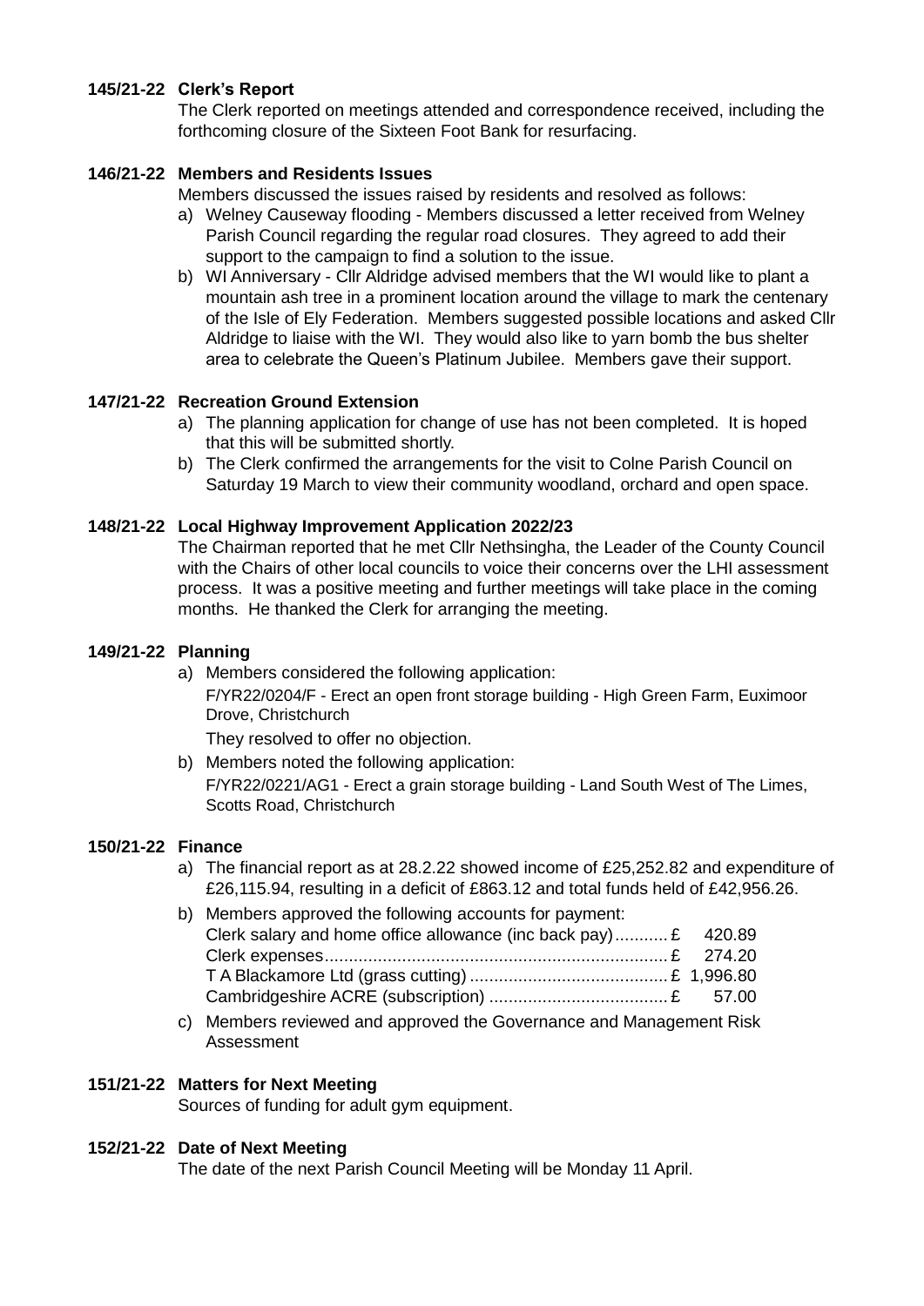**145/21-22 Clerk's Report**

The Clerk reported on meetings attended and correspondence received, including the forthcoming closure of the Sixteen Foot Bank for resurfacing.

**146/21-22 Members and Residents Issues**

Members discussed the issues raised by residents and resolved as follows:

a) Welney Causeway flooding - Members discussed a letter received from Welney Parish Council regarding the regular road closures. They agreed to add their support to the campaign to find a solution to the issue.
b) WI Anniversary - Cllr Aldridge advised members that the WI would like to plant a mountain ash tree in a prominent location around the village to mark the centenary of the Isle of Ely Federation. Members suggested possible locations and asked Cllr Aldridge to liaise with the WI. They would also like to yarn bomb the bus shelter area to celebrate the Queen's Platinum Jubilee. Members gave their support.

**147/21-22 Recreation Ground Extension**

a) The planning application for change of use has not been completed. It is hoped that this will be submitted shortly.
b) The Clerk confirmed the arrangements for the visit to Colne Parish Council on Saturday 19 March to view their community woodland, orchard and open space.

**148/21-22 Local Highway Improvement Application 2022/23**

The Chairman reported that he met Cllr Nethsingha, the Leader of the County Council with the Chairs of other local councils to voice their concerns over the LHI assessment process. It was a positive meeting and further meetings will take place in the coming months. He thanked the Clerk for arranging the meeting.

**149/21-22 Planning**

a) Members considered the following application:
   F/YR22/0204/F - Erect an open front storage building - High Green Farm, Euximoor Drove, Christchurch
   They resolved to offer no objection.
b) Members noted the following application:
   F/YR22/0221/AG1 - Erect a grain storage building - Land South West of The Limes, Scotts Road, Christchurch

**150/21-22 Finance**

a) The financial report as at 28.2.22 showed income of £25,252.82 and expenditure of £26,115.94, resulting in a deficit of £863.12 and total funds held of £42,956.26.
b) Members approved the following accounts for payment:

| | |
|---|---|
| Clerk salary and home office allowance (inc back pay) | £ 420.89 |
| Clerk expenses | £ 274.20 |
| T A Blackamore Ltd (grass cutting) | £ 1,996.80 |
| Cambridgeshire ACRE (subscription) | £ 57.00 |

c) Members reviewed and approved the Governance and Management Risk Assessment

**151/21-22 Matters for Next Meeting**

Sources of funding for adult gym equipment.

**152/21-22 Date of Next Meeting**

The date of the next Parish Council Meeting will be Monday 11 April.